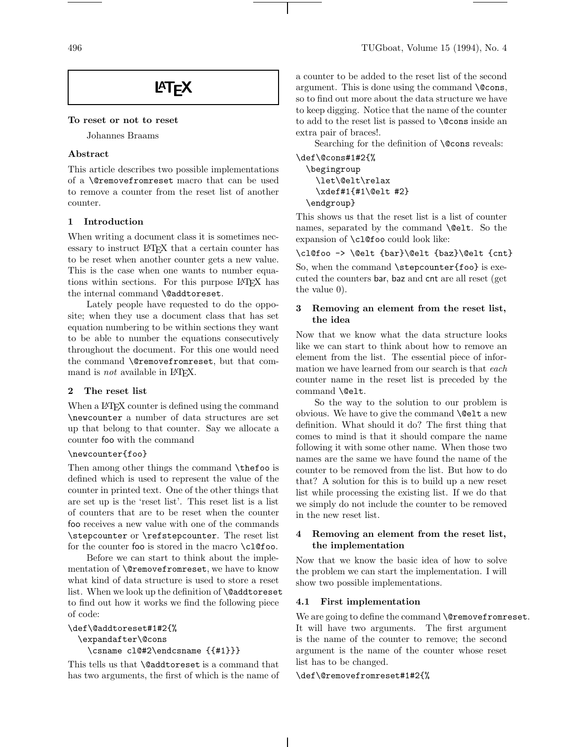# LaTeX

**To reset or not to reset**

Johannes Braams

### Abstract

This article describes two possible implementations of a `\@removefromreset` macro that can be used to remove a counter from the reset list of another counter.

## 1 Introduction

When writing a document class it is sometimes necessary to instruct LaTeX that a certain counter has to be reset when another counter gets a new value. This is the case when one wants to number equations within sections. For this purpose LaTeX has the internal command `\@addtoreset`.

Lately people have requested to do the opposite; when they use a document class that has set equation numbering to be within sections they want to be able to number the equations consecutively throughout the document. For this one would need the command `\@removefromreset`, but that command is *not* available in LaTeX.

## 2 The reset list

When a LaTeX counter is defined using the command `\newcounter` a number of data structures are set up that belong to that counter. Say we allocate a counter foo with the command

```
\newcounter{foo}
```

Then among other things the command `\thefoo` is defined which is used to represent the value of the counter in printed text. One of the other things that are set up is the 'reset list'. This reset list is a list of counters that are to be reset when the counter foo receives a new value with one of the commands `\stepcounter` or `\refstepcounter`. The reset list for the counter foo is stored in the macro `\cl@foo`.

Before we can start to think about the implementation of `\@removefromreset`, we have to know what kind of data structure is used to store a reset list. When we look up the definition of `\@addtoreset` to find out how it works we find the following piece of code:

```
\def\@addtoreset#1#2{%
  \expandafter\@cons
    \csname cl@#2\endcsname {{#1}}}
```

This tells us that `\@addtoreset` is a command that has two arguments, the first of which is the name of a counter to be added to the reset list of the second argument. This is done using the command `\@cons`, so to find out more about the data structure we have to keep digging. Notice that the name of the counter to add to the reset list is passed to `\@cons` inside an extra pair of braces!.

Searching for the definition of `\@cons` reveals:

```
\def\@cons#1#2{%
  \begingroup
    \let\@elt\relax
    \xdef#1{#1\@elt #2}
  \endgroup}
```

This shows us that the reset list is a list of counter names, separated by the command `\@elt`. So the expansion of `\cl@foo` could look like:

```
\cl@foo -> \@elt {bar}\@elt {baz}\@elt {cnt}
```

So, when the command `\stepcounter{foo}` is executed the counters bar, baz and cnt are all reset (get the value 0).

## 3 Removing an element from the reset list, the idea

Now that we know what the data structure looks like we can start to think about how to remove an element from the list. The essential piece of information we have learned from our search is that *each* counter name in the reset list is preceded by the command `\@elt`.

So the way to the solution to our problem is obvious. We have to give the command `\@elt` a new definition. What should it do? The first thing that comes to mind is that it should compare the name following it with some other name. When those two names are the same we have found the name of the counter to be removed from the list. But how to do that? A solution for this is to build up a new reset list while processing the existing list. If we do that we simply do not include the counter to be removed in the new reset list.

## 4 Removing an element from the reset list, the implementation

Now that we know the basic idea of how to solve the problem we can start the implementation. I will show two possible implementations.

### 4.1 First implementation

We are going to define the command `\@removefromreset`. It will have two arguments. The first argument is the name of the counter to remove; the second argument is the name of the counter whose reset list has to be changed.

```
\def\@removefromreset#1#2{%
```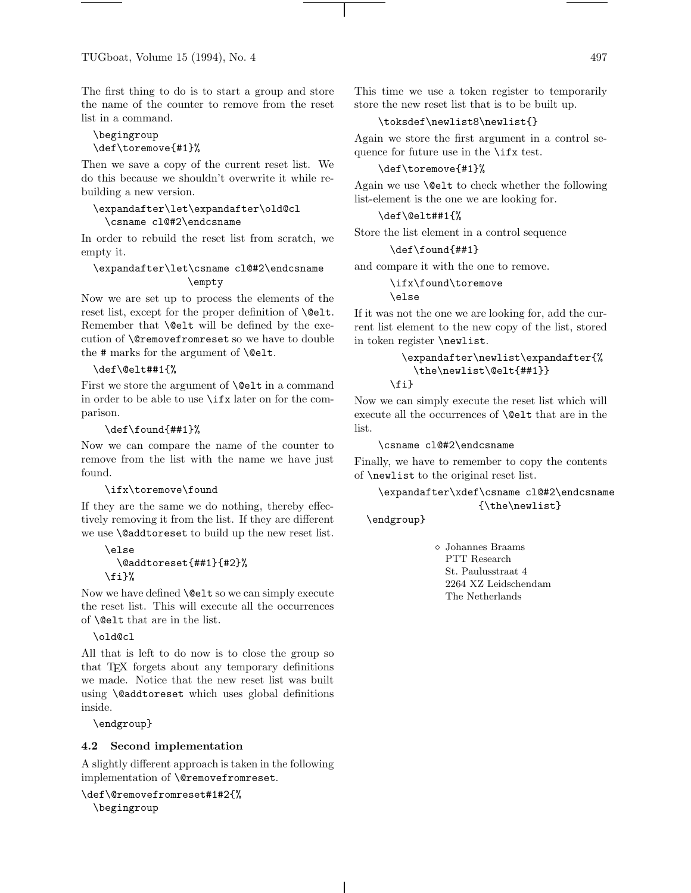The first thing to do is to start a group and store the name of the counter to remove from the reset list in a command.

```
\begingroup
\def\toremove{#1}%
```

Then we save a copy of the current reset list. We do this because we shouldn't overwrite it while rebuilding a new version.

```
\expandafter\let\expandafter\old@cl
  \csname cl@#2\endcsname
```

In order to rebuild the reset list from scratch, we empty it.

```
\expandafter\let\csname cl@#2\endcsname
                \empty
```

Now we are set up to process the elements of the reset list, except for the proper definition of `\@elt`. Remember that `\@elt` will be defined by the execution of `\@removefromreset` so we have to double the # marks for the argument of `\@elt`.

```
\def\@elt##1{%
```

First we store the argument of `\@elt` in a command in order to be able to use `\ifx` later on for the comparison.

```
  \def\found{##1}%
```

Now we can compare the name of the counter to remove from the list with the name we have just found.

```
  \ifx\toremove\found
```

If they are the same we do nothing, thereby effectively removing it from the list. If they are different we use `\@addtoreset` to build up the new reset list.

```
  \else
    \@addtoreset{##1}{#2}%
  \fi}%
```

Now we have defined `\@elt` so we can simply execute the reset list. This will execute all the occurrences of `\@elt` that are in the list.

```
\old@cl
```

All that is left to do now is to close the group so that TEX forgets about any temporary definitions we made. Notice that the new reset list was built using `\@addtoreset` which uses global definitions inside.

```
\endgroup}
```

### 4.2 Second implementation

A slightly different approach is taken in the following implementation of `\@removefromreset`.

```
\def\@removefromreset#1#2{%
  \begingroup
```

This time we use a token register to temporarily store the new reset list that is to be built up.

```
    \toksdef\newlist8\newlist{}
```

Again we store the first argument in a control sequence for future use in the `\ifx` test.

```
    \def\toremove{#1}%
```

Again we use `\@elt` to check whether the following list-element is the one we are looking for.

```
    \def\@elt##1{%
```

Store the list element in a control sequence

```
      \def\found{##1}
```

and compare it with the one to remove.

```
      \ifx\found\toremove
      \else
```

If it was not the one we are looking for, add the current list element to the new copy of the list, stored in token register `\newlist`.

```
        \expandafter\newlist\expandafter{%
          \the\newlist\@elt{##1}}
      \fi}
```

Now we can simply execute the reset list which will execute all the occurrences of `\@elt` that are in the list.

```
    \csname cl@#2\endcsname
```

Finally, we have to remember to copy the contents of `\newlist` to the original reset list.

```
    \expandafter\xdef\csname cl@#2\endcsname
                    {\the\newlist}
  \endgroup}
```

◇ Johannes Braams
PTT Research
St. Paulusstraat 4
2264 XZ Leidschendam
The Netherlands